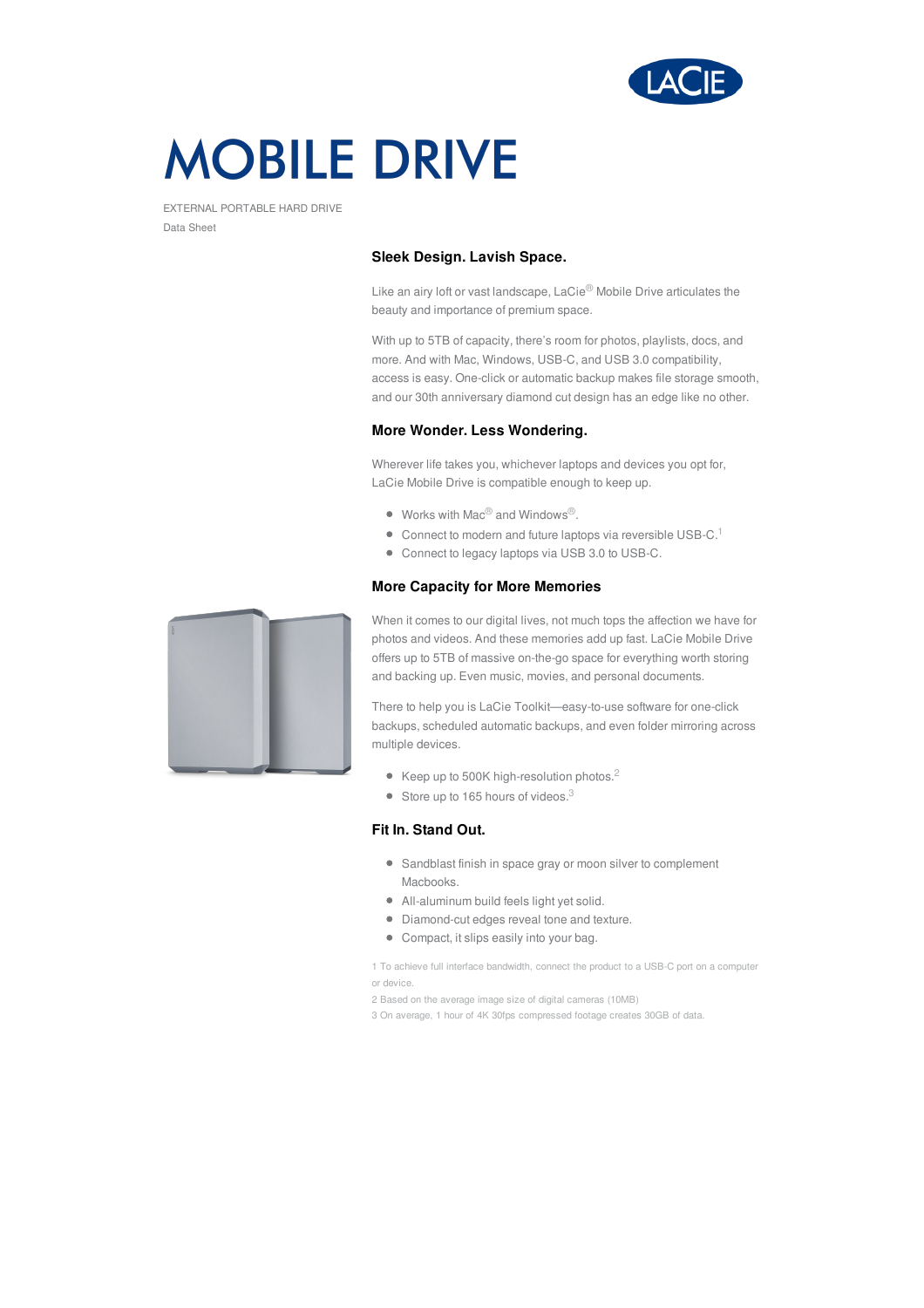# MOBILE DRIVE

EXTERNAL PORTABLE HARD DRIVE

Data Sheet

### Sleek Design. Lavish Space.

Like an airy loft or vast landscape, LaCie® Mobile Drive articulates the beauty and importance of premium space.

With up to 5TB of capacity, there's room for photos, playlists, docs, and more. And with Mac, Windows, USB-C, and USB 3.0 compatibility, access is easy. One-click or automatic backup makes file storage smooth, and our 30th anniversary diamond cut design has an edge like no other.

### More Wonder. Less Wondering.

Wherever life takes you, whichever laptops and devices you opt for, LaCie Mobile Drive is compatible enough to keep up.

- Works with Mac® and Windows®.
- Connect to modern and future laptops via reversible USB-C.[1]
- Connect to legacy laptops via USB 3.0 to USB-C.

### More Capacity for More Memories

When it comes to our digital lives, not much tops the affection we have for photos and videos. And these memories add up fast. LaCie Mobile Drive offers up to 5TB of massive on-the-go space for everything worth storing and backing up. Even music, movies, and personal documents.

There to help you is LaCie Toolkit—easy-to-use software for one-click backups, scheduled automatic backups, and even folder mirroring across multiple devices.

- Keep up to 500K high-resolution photos.[2]
- Store up to 165 hours of videos.[3]

### Fit In. Stand Out.

- Sandblast finish in space gray or moon silver to complement Macbooks.
- All-aluminum build feels light yet solid.
- Diamond-cut edges reveal tone and texture.
- Compact, it slips easily into your bag.

1 To achieve full interface bandwidth, connect the product to a USB-C port on a computer or device.

2 Based on the average image size of digital cameras (10MB)

3 On average, 1 hour of 4K 30fps compressed footage creates 30GB of data.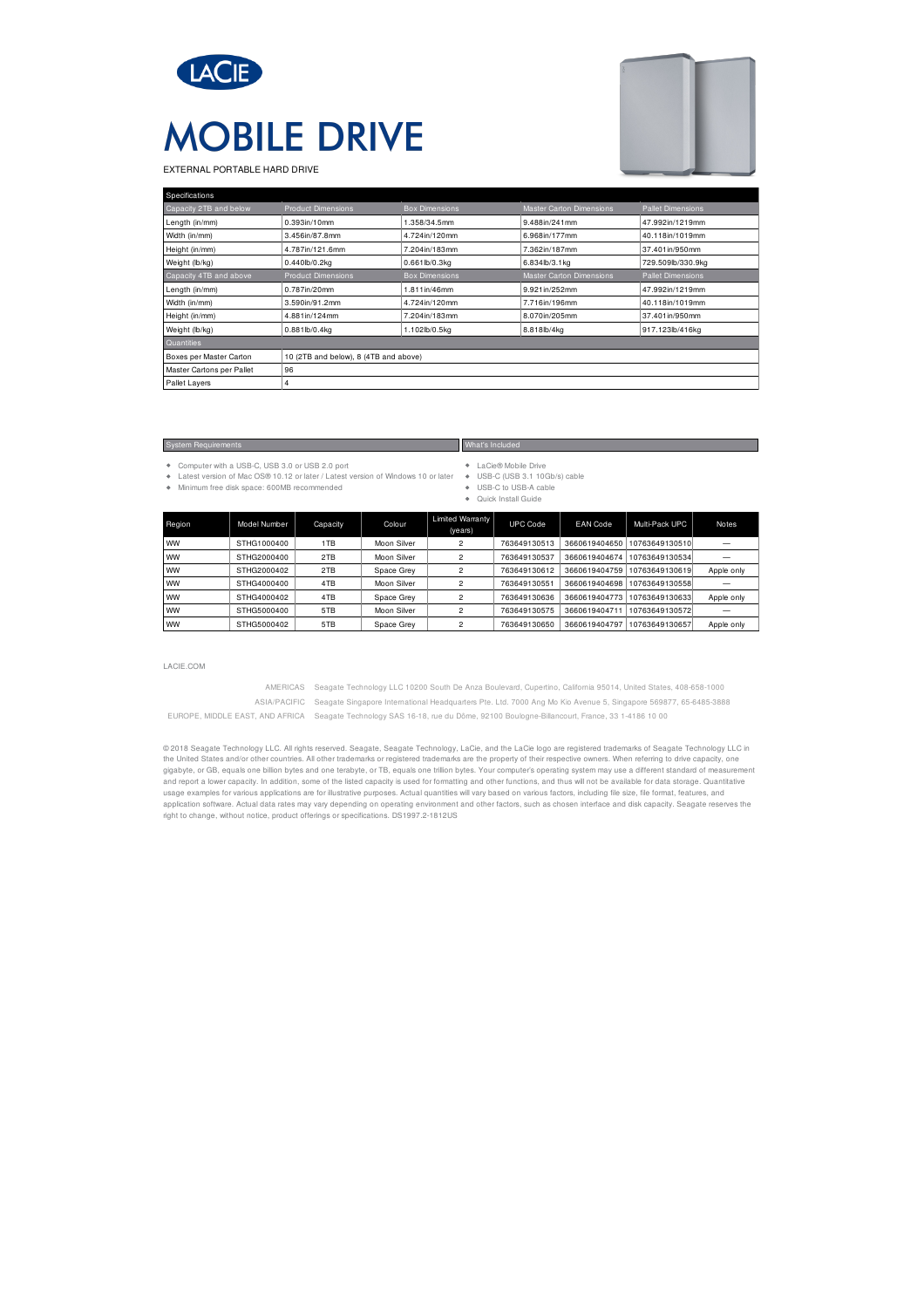# MOBILE DRIVE

EXTERNAL PORTABLE HARD DRIVE

| Specifications | | | | |
|---|---|---|---|---|
| Capacity 2TB and below | Product Dimensions | Box Dimensions | Master Carton Dimensions | Pallet Dimensions |
| Length (in/mm) | 0.393in/10mm | 1.358/34.5mm | 9.488in/241mm | 47.992in/1219mm |
| Width (in/mm) | 3.456in/87.8mm | 4.724in/120mm | 6.968in/177mm | 40.118in/1019mm |
| Height (in/mm) | 4.787in/121.6mm | 7.204in/183mm | 7.362in/187mm | 37.401in/950mm |
| Weight (lb/kg) | 0.440lb/0.2kg | 0.661lb/0.3kg | 6.834lb/3.1kg | 729.509lb/330.9kg |
| Capacity 4TB and above | Product Dimensions | Box Dimensions | Master Carton Dimensions | Pallet Dimensions |
| Length (in/mm) | 0.787in/20mm | 1.811in/46mm | 9.921in/252mm | 47.992in/1219mm |
| Width (in/mm) | 3.590in/91.2mm | 4.724in/120mm | 7.716in/196mm | 40.118in/1019mm |
| Height (in/mm) | 4.881in/124mm | 7.204in/183mm | 8.070in/205mm | 37.401in/950mm |
| Weight (lb/kg) | 0.881lb/0.4kg | 1.102lb/0.5kg | 8.818lb/4kg | 917.123lb/416kg |
| Quantities | | | | |
| Boxes per Master Carton | 10 (2TB and below), 8 (4TB and above) | | | |
| Master Cartons per Pallet | 96 | | | |
| Pallet Layers | 4 | | | |

### System Requirements

- Computer with a USB-C, USB 3.0 or USB 2.0 port
- Latest version of Mac OS® 10.12 or later / Latest version of Windows 10 or later
- Minimum free disk space: 600MB recommended

### What's Included

- LaCie® Mobile Drive
- USB-C (USB 3.1 10Gb/s) cable
- USB-C to USB-A cable
- Quick Install Guide

| Region | Model Number | Capacity | Colour | Limited Warranty (years) | UPC Code | EAN Code | Multi-Pack UPC | Notes |
|---|---|---|---|---|---|---|---|---|
| WW | STHG1000400 | 1TB | Moon Silver | 2 | 763649130513 | 3660619404650 | 10763649130510 | — |
| WW | STHG2000400 | 2TB | Moon Silver | 2 | 763649130537 | 3660619404674 | 10763649130534 | — |
| WW | STHG2000402 | 2TB | Space Grey | 2 | 763649130612 | 3660619404759 | 10763649130619 | Apple only |
| WW | STHG4000400 | 4TB | Moon Silver | 2 | 763649130551 | 3660619404698 | 10763649130558 | — |
| WW | STHG4000402 | 4TB | Space Grey | 2 | 763649130636 | 3660619404773 | 10763649130633 | Apple only |
| WW | STHG5000400 | 5TB | Moon Silver | 2 | 763649130575 | 3660619404711 | 10763649130572 | — |
| WW | STHG5000402 | 5TB | Space Grey | 2 | 763649130650 | 3660619404797 | 10763649130657 | Apple only |

LACIE.COM

AMERICAS Seagate Technology LLC 10200 South De Anza Boulevard, Cupertino, California 95014, United States, 408-658-1000

ASIA/PACIFIC Seagate Singapore International Headquarters Pte. Ltd. 7000 Ang Mo Kio Avenue 5, Singapore 569877, 65-6485-3888

EUROPE, MIDDLE EAST, AND AFRICA Seagate Technology SAS 16-18, rue du Dôme, 92100 Boulogne-Billancourt, France, 33 1-4186 10 00

© 2018 Seagate Technology LLC. All rights reserved. Seagate, Seagate Technology, LaCie, and the LaCie logo are registered trademarks of Seagate Technology LLC in the United States and/or other countries. All other trademarks or registered trademarks are the property of their respective owners. When referring to drive capacity, one gigabyte, or GB, equals one billion bytes and one terabyte, or TB, equals one trillion bytes. Your computer's operating system may use a different standard of measurement and report a lower capacity. In addition, some of the listed capacity is used for formatting and other functions, and thus will not be available for data storage. Quantitative usage examples for various applications are for illustrative purposes. Actual quantities will vary based on various factors, including file size, file format, features, and application software. Actual data rates may vary depending on operating environment and other factors, such as chosen interface and disk capacity. Seagate reserves the right to change, without notice, product offerings or specifications. DS1997.2-1812US